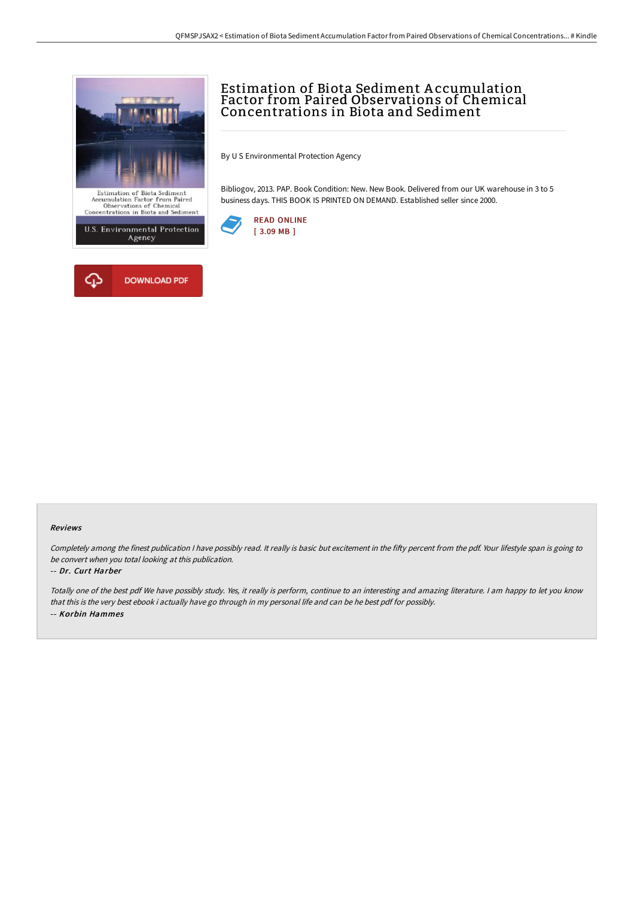# Estimation of Biota Sediment Accumulation Factor from Paired Observations of Chemical Concentrations in Biota and Sediment

By U S Environmental Protection Agency

Bibliogov, 2013. PAP. Book Condition: New. New Book. Delivered from our UK warehouse in 3 to 5 business days. THIS BOOK IS PRINTED ON DEMAND. Established seller since 2000.

READ ONLINE
[ 3.09 MB ]

DOWNLOAD PDF

### Reviews

*Completely among the finest publication I have possibly read. It really is basic but excitement in the fifty percent from the pdf. Your lifestyle span is going to be convert when you total looking at this publication.*

-- ***Dr. Curt Harber***

*Totally one of the best pdf We have possibly study. Yes, it really is perform, continue to an interesting and amazing literature. I am happy to let you know that this is the very best ebook i actually have go through in my personal life and can be he best pdf for possibly.*

-- ***Korbin Hammes***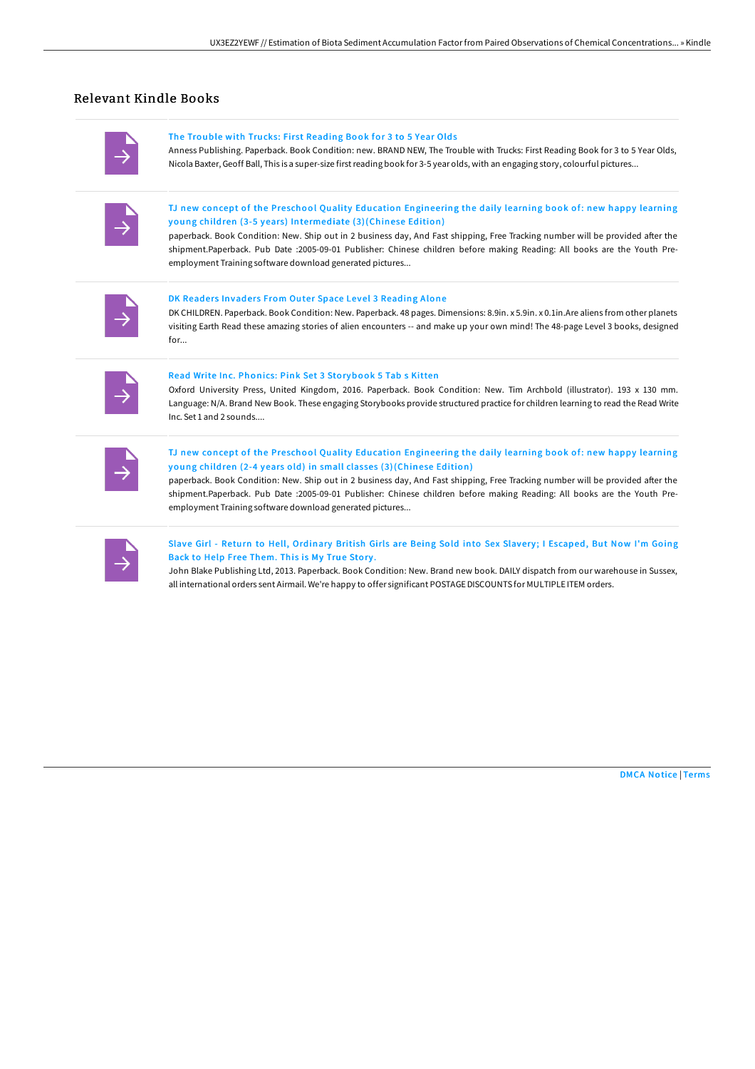## Relevant Kindle Books

### The Trouble with Trucks: First Reading Book for 3 to 5 Year Olds

Anness Publishing. Paperback. Book Condition: new. BRAND NEW, The Trouble with Trucks: First Reading Book for 3 to 5 Year Olds, Nicola Baxter, Geoff Ball, This is a super-size first reading book for 3-5 year olds, with an engaging story, colourful pictures...

### TJ new concept of the Preschool Quality Education Engineering the daily learning book of: new happy learning young children (3-5 years) Intermediate (3)(Chinese Edition)

paperback. Book Condition: New. Ship out in 2 business day, And Fast shipping, Free Tracking number will be provided after the shipment.Paperback. Pub Date :2005-09-01 Publisher: Chinese children before making Reading: All books are the Youth Pre-employment Training software download generated pictures...

### DK Readers Invaders From Outer Space Level 3 Reading Alone

DK CHILDREN. Paperback. Book Condition: New. Paperback. 48 pages. Dimensions: 8.9in. x 5.9in. x 0.1in.Are aliens from other planets visiting Earth Read these amazing stories of alien encounters -- and make up your own mind! The 48-page Level 3 books, designed for...

### Read Write Inc. Phonics: Pink Set 3 Storybook 5 Tab s Kitten

Oxford University Press, United Kingdom, 2016. Paperback. Book Condition: New. Tim Archbold (illustrator). 193 x 130 mm. Language: N/A. Brand New Book. These engaging Storybooks provide structured practice for children learning to read the Read Write Inc. Set 1 and 2 sounds....

### TJ new concept of the Preschool Quality Education Engineering the daily learning book of: new happy learning young children (2-4 years old) in small classes (3)(Chinese Edition)

paperback. Book Condition: New. Ship out in 2 business day, And Fast shipping, Free Tracking number will be provided after the shipment.Paperback. Pub Date :2005-09-01 Publisher: Chinese children before making Reading: All books are the Youth Pre-employment Training software download generated pictures...

### Slave Girl - Return to Hell, Ordinary British Girls are Being Sold into Sex Slavery; I Escaped, But Now I'm Going Back to Help Free Them. This is My True Story.

John Blake Publishing Ltd, 2013. Paperback. Book Condition: New. Brand new book. DAILY dispatch from our warehouse in Sussex, all international orders sent Airmail. We're happy to offer significant POSTAGE DISCOUNTS for MULTIPLE ITEM orders.

DMCA Notice | Terms